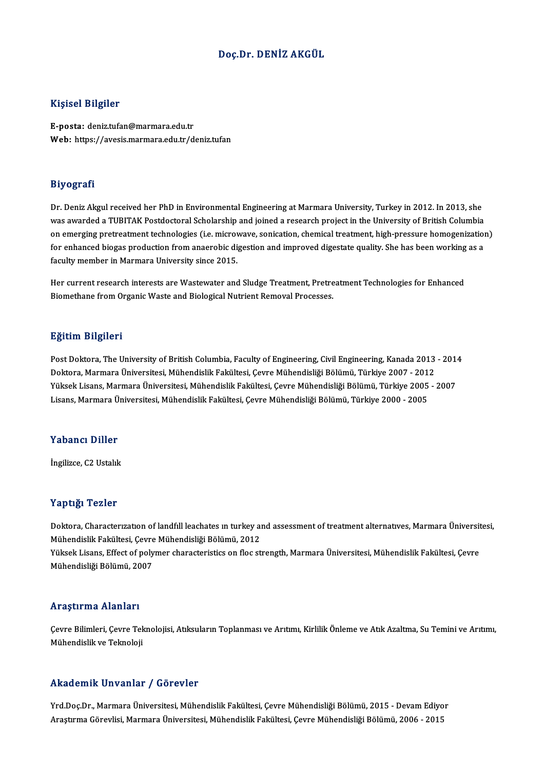# Doç.Dr. DENİZ AKGÜL

## Kişisel Bilgiler

**E-posta:** deniz.tufan@marmara.edu.tr
**Web:** https://avesis.marmara.edu.tr/deniz.tufan

## Biyografi

Dr. Deniz Akgul received her PhD in Environmental Engineering at Marmara University, Turkey in 2012. In 2013, she was awarded a TUBITAK Postdoctoral Scholarship and joined a research project in the University of British Columbia on emerging pretreatment technologies (i.e. microwave, sonication, chemical treatment, high-pressure homogenization) for enhanced biogas production from anaerobic digestion and improved digestate quality. She has been working as a faculty member in Marmara University since 2015.

Her current research interests are Wastewater and Sludge Treatment, Pretreatment Technologies for Enhanced Biomethane from Organic Waste and Biological Nutrient Removal Processes.

## Eğitim Bilgileri

Post Doktora, The University of British Columbia, Faculty of Engineering, Civil Engineering, Kanada 2013 - 2014
Doktora, Marmara Üniversitesi, Mühendislik Fakültesi, Çevre Mühendisliği Bölümü, Türkiye 2007 - 2012
Yüksek Lisans, Marmara Üniversitesi, Mühendislik Fakültesi, Çevre Mühendisliği Bölümü, Türkiye 2005 - 2007
Lisans, Marmara Üniversitesi, Mühendislik Fakültesi, Çevre Mühendisliği Bölümü, Türkiye 2000 - 2005

## Yabancı Diller

İngilizce, C2 Ustalık

## Yaptığı Tezler

Doktora, Characterızatıon of landfıll leachates ın turkey and assessment of treatment alternatıves, Marmara Üniversitesi, Mühendislik Fakültesi, Çevre Mühendisliği Bölümü, 2012
Yüksek Lisans, Effect of polymer characteristics on floc strength, Marmara Üniversitesi, Mühendislik Fakültesi, Çevre Mühendisliği Bölümü, 2007

## Araştırma Alanları

Çevre Bilimleri, Çevre Teknolojisi, Atıksuların Toplanması ve Arıtımı, Kirlilik Önleme ve Atık Azaltma, Su Temini ve Arıtımı, Mühendislik ve Teknoloji

## Akademik Unvanlar / Görevler

Yrd.Doç.Dr., Marmara Üniversitesi, Mühendislik Fakültesi, Çevre Mühendisliği Bölümü, 2015 - Devam Ediyor
Araştırma Görevlisi, Marmara Üniversitesi, Mühendislik Fakültesi, Çevre Mühendisliği Bölümü, 2006 - 2015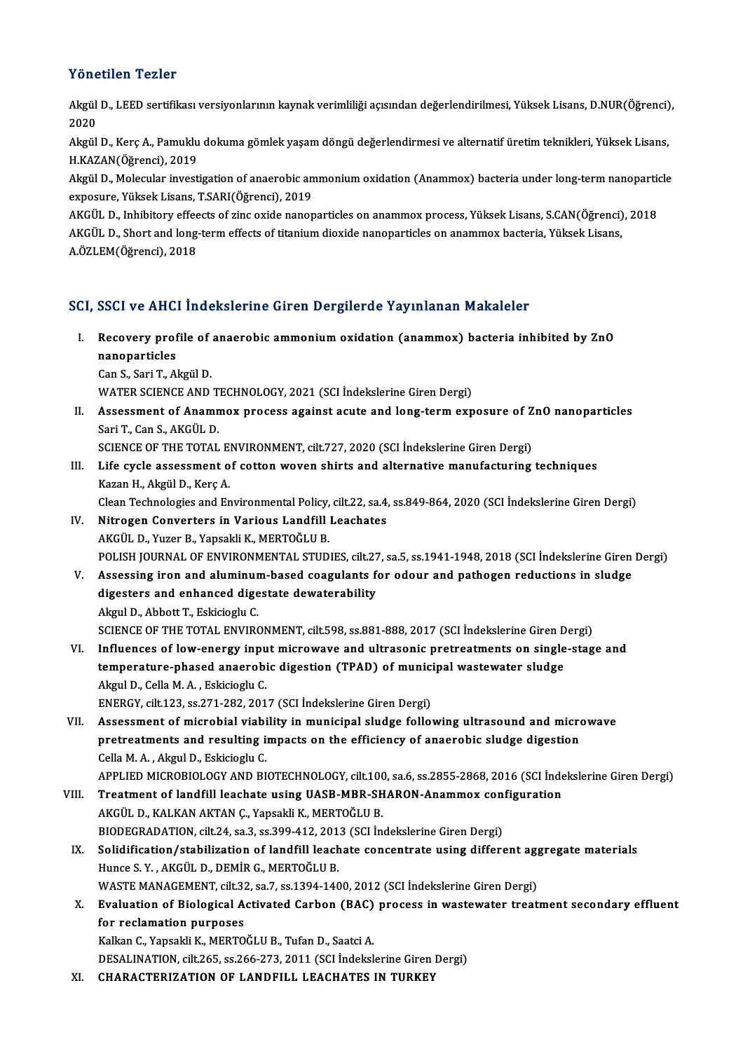## Yönetilen Tezler

Akgül D., LEED sertifikası versiyonlarının kaynak verimliliği açısından değerlendirilmesi, Yüksek Lisans, D.NUR(Öğrenci), 2020

Akgül D., Kerç A., Pamuklu dokuma gömlek yaşam döngü değerlendirmesi ve alternatif üretim teknikleri, Yüksek Lisans, H.KAZAN(Öğrenci), 2019

Akgül D., Molecular investigation of anaerobic ammonium oxidation (Anammox) bacteria under long-term nanoparticle exposure, Yüksek Lisans, T.SARI(Öğrenci), 2019

AKGÜL D., Inhibitory effects of zinc oxide nanoparticles on anammox process, Yüksek Lisans, S.CAN(Öğrenci), 2018

AKGÜL D., Short and long-term effects of titanium dioxide nanoparticles on anammox bacteria, Yüksek Lisans, A.ÖZLEM(Öğrenci), 2018

## SCI, SSCI ve AHCI İndekslerine Giren Dergilerde Yayınlanan Makaleler

I. **Recovery profile of anaerobic ammonium oxidation (anammox) bacteria inhibited by ZnO nanoparticles**
Can S., Sari T., Akgül D.
WATER SCIENCE AND TECHNOLOGY, 2021 (SCI İndekslerine Giren Dergi)

II. **Assessment of Anammox process against acute and long-term exposure of ZnO nanoparticles**
Sari T., Can S., AKGÜL D.
SCIENCE OF THE TOTAL ENVIRONMENT, cilt.727, 2020 (SCI İndekslerine Giren Dergi)

III. **Life cycle assessment of cotton woven shirts and alternative manufacturing techniques**
Kazan H., Akgül D., Kerç A.
Clean Technologies and Environmental Policy, cilt.22, sa.4, ss.849-864, 2020 (SCI İndekslerine Giren Dergi)

IV. **Nitrogen Converters in Various Landfill Leachates**
AKGÜL D., Yuzer B., Yapsakli K., MERTOĞLU B.
POLISH JOURNAL OF ENVIRONMENTAL STUDIES, cilt.27, sa.5, ss.1941-1948, 2018 (SCI İndekslerine Giren Dergi)

V. **Assessing iron and aluminum-based coagulants for odour and pathogen reductions in sludge digesters and enhanced digestate dewaterability**
Akgul D., Abbott T., Eskicioglu C.
SCIENCE OF THE TOTAL ENVIRONMENT, cilt.598, ss.881-888, 2017 (SCI İndekslerine Giren Dergi)

VI. **Influences of low-energy input microwave and ultrasonic pretreatments on single-stage and temperature-phased anaerobic digestion (TPAD) of municipal wastewater sludge**
Akgul D., Cella M. A. , Eskicioglu C.
ENERGY, cilt.123, ss.271-282, 2017 (SCI İndekslerine Giren Dergi)

VII. **Assessment of microbial viability in municipal sludge following ultrasound and microwave pretreatments and resulting impacts on the efficiency of anaerobic sludge digestion**
Cella M. A. , Akgul D., Eskicioglu C.
APPLIED MICROBIOLOGY AND BIOTECHNOLOGY, cilt.100, sa.6, ss.2855-2868, 2016 (SCI İndekslerine Giren Dergi)

VIII. **Treatment of landfill leachate using UASB-MBR-SHARON-Anammox configuration**
AKGÜL D., KALKAN AKTAN Ç., Yapsakli K., MERTOĞLU B.
BIODEGRADATION, cilt.24, sa.3, ss.399-412, 2013 (SCI İndekslerine Giren Dergi)

IX. **Solidification/stabilization of landfill leachate concentrate using different aggregate materials**
Hunce S. Y. , AKGÜL D., DEMİR G., MERTOĞLU B.
WASTE MANAGEMENT, cilt.32, sa.7, ss.1394-1400, 2012 (SCI İndekslerine Giren Dergi)

X. **Evaluation of Biological Activated Carbon (BAC) process in wastewater treatment secondary effluent for reclamation purposes**
Kalkan C., Yapsakli K., MERTOĞLU B., Tufan D., Saatci A.
DESALINATION, cilt.265, ss.266-273, 2011 (SCI İndekslerine Giren Dergi)

XI. **CHARACTERIZATION OF LANDFILL LEACHATES IN TURKEY**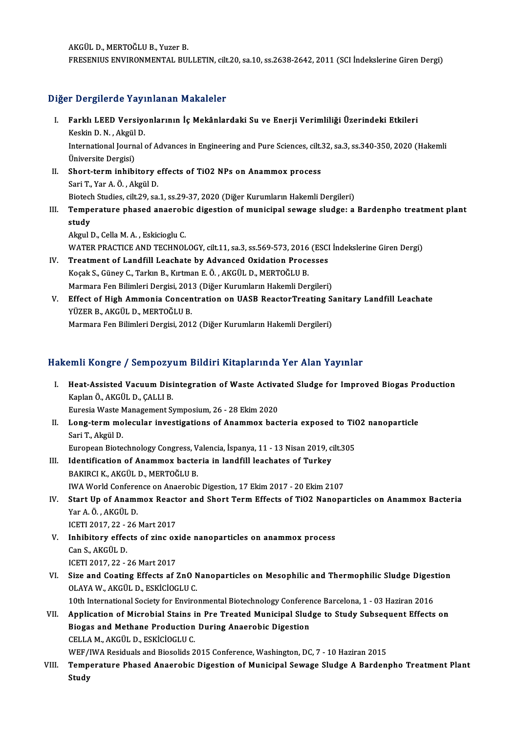AKGÜL D., MERTOĞLU B., Yuzer B.
FRESENIUS ENVIRONMENTAL BULLETIN, cilt.20, sa.10, ss.2638-2642, 2011 (SCI İndekslerine Giren Dergi)

## Diğer Dergilerde Yayınlanan Makaleler

I. **Farklı LEED Versiyonlarının İç Mekânlardaki Su ve Enerji Verimliliği Üzerindeki Etkileri**
   Keskin D. N. , Akgül D.
   International Journal of Advances in Engineering and Pure Sciences, cilt.32, sa.3, ss.340-350, 2020 (Hakemli Üniversite Dergisi)
II. **Short-term inhibitory effects of TiO2 NPs on Anammox process**
   Sari T., Yar A. Ö. , Akgül D.
   Biotech Studies, cilt.29, sa.1, ss.29-37, 2020 (Diğer Kurumların Hakemli Dergileri)
III. **Temperature phased anaerobic digestion of municipal sewage sludge: a Bardenpho treatment plant study**
   Akgul D., Cella M. A. , Eskicioglu C.
   WATER PRACTICE AND TECHNOLOGY, cilt.11, sa.3, ss.569-573, 2016 (ESCI İndekslerine Giren Dergi)
IV. **Treatment of Landfill Leachate by Advanced Oxidation Processes**
   Koçak S., Güney C., Tarkın B., Kırtman E. Ö. , AKGÜL D., MERTOĞLU B.
   Marmara Fen Bilimleri Dergisi, 2013 (Diğer Kurumların Hakemli Dergileri)
V. **Effect of High Ammonia Concentration on UASB ReactorTreating Sanitary Landfill Leachate**
   YÜZER B., AKGÜL D., MERTOĞLU B.
   Marmara Fen Bilimleri Dergisi, 2012 (Diğer Kurumların Hakemli Dergileri)

## Hakemli Kongre / Sempozyum Bildiri Kitaplarında Yer Alan Yayınlar

I. **Heat-Assisted Vacuum Disintegration of Waste Activated Sludge for Improved Biogas Production**
   Kaplan Ö., AKGÜL D., ÇALLI B.
   Euresia Waste Management Symposium, 26 - 28 Ekim 2020
II. **Long-term molecular investigations of Anammox bacteria exposed to TiO2 nanoparticle**
   Sari T., Akgül D.
   European Biotechnology Congress, Valencia, İspanya, 11 - 13 Nisan 2019, cilt.305
III. **Identification of Anammox bacteria in landfill leachates of Turkey**
   BAKIRCI K., AKGÜL D., MERTOĞLU B.
   IWA World Conference on Anaerobic Digestion, 17 Ekim 2017 - 20 Ekim 2107
IV. **Start Up of Anammox Reactor and Short Term Effects of TiO2 Nanoparticles on Anammox Bacteria**
   Yar A. Ö. , AKGÜL D.
   ICETI 2017, 22 - 26 Mart 2017
V. **Inhibitory effects of zinc oxide nanoparticles on anammox process**
   Can S., AKGÜL D.
   ICETI 2017, 22 - 26 Mart 2017
VI. **Size and Coating Effects af ZnO Nanoparticles on Mesophilic and Thermophilic Sludge Digestion**
   OLAYA W., AKGÜL D., ESKİCİOGLU C.
   10th International Society for Environmental Biotechnology Conference Barcelona, 1 - 03 Haziran 2016
VII. **Application of Microbial Stains in Pre Treated Municipal Sludge to Study Subsequent Effects on Biogas and Methane Production During Anaerobic Digestion**
   CELLA M., AKGÜL D., ESKİCİOGLU C.
   WEF/IWA Residuals and Biosolids 2015 Conference, Washington, DC, 7 - 10 Haziran 2015
VIII. **Temperature Phased Anaerobic Digestion of Municipal Sewage Sludge A Bardenpho Treatment Plant Study**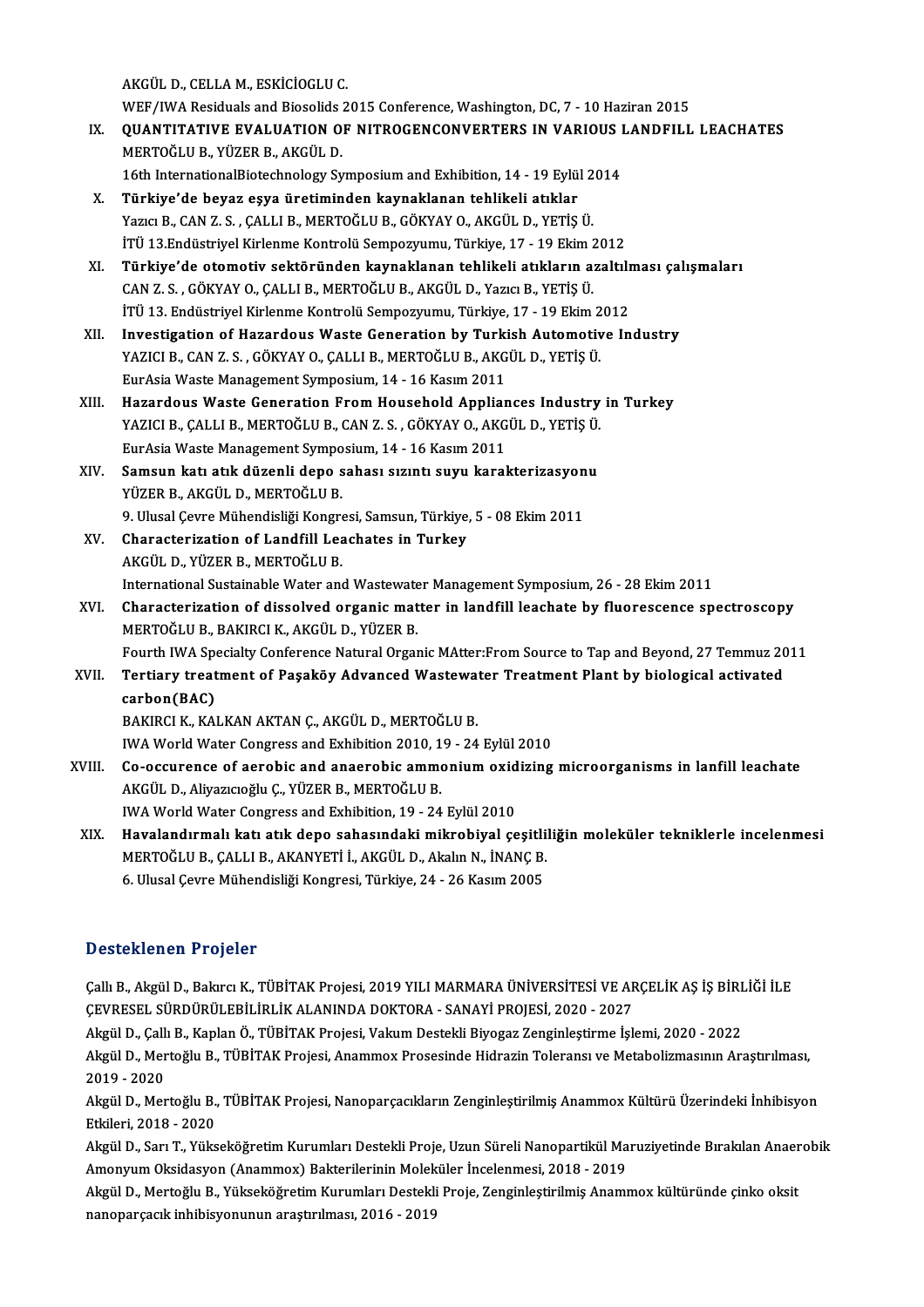AKGÜL D., CELLA M., ESKİCİOGLU C.
WEF/IWA Residuals and Biosolids 2015 Conference, Washington, DC, 7 - 10 Haziran 2015

IX. **QUANTITATIVE EVALUATION OF NITROGENCONVERTERS IN VARIOUS LANDFILL LEACHATES**
MERTOĞLU B., YÜZER B., AKGÜL D.
16th InternationalBiotechnology Symposium and Exhibition, 14 - 19 Eylül 2014

X. **Türkiye'de beyaz eşya üretiminden kaynaklanan tehlikeli atıklar**
Yazıcı B., CAN Z. S. , ÇALLI B., MERTOĞLU B., GÖKYAY O., AKGÜL D., YETİŞ Ü.
İTÜ 13.Endüstriyel Kirlenme Kontrolü Sempozyumu, Türkiye, 17 - 19 Ekim 2012

XI. **Türkiye'de otomotiv sektöründen kaynaklanan tehlikeli atıkların azaltılması çalışmaları**
CAN Z. S. , GÖKYAY O., ÇALLI B., MERTOĞLU B., AKGÜL D., Yazıcı B., YETİŞ Ü.
İTÜ 13. Endüstriyel Kirlenme Kontrolü Sempozyumu, Türkiye, 17 - 19 Ekim 2012

XII. **Investigation of Hazardous Waste Generation by Turkish Automotive Industry**
YAZICI B., CAN Z. S. , GÖKYAY O., ÇALLI B., MERTOĞLU B., AKGÜL D., YETİŞ Ü.
EurAsia Waste Management Symposium, 14 - 16 Kasım 2011

XIII. **Hazardous Waste Generation From Household Appliances Industry in Turkey**
YAZICI B., ÇALLI B., MERTOĞLU B., CAN Z. S. , GÖKYAY O., AKGÜL D., YETİŞ Ü.
EurAsia Waste Management Symposium, 14 - 16 Kasım 2011

XIV. **Samsun katı atık düzenli depo sahası sızıntı suyu karakterizasyonu**
YÜZER B., AKGÜL D., MERTOĞLU B.
9. Ulusal Çevre Mühendisliği Kongresi, Samsun, Türkiye, 5 - 08 Ekim 2011

XV. **Characterization of Landfill Leachates in Turkey**
AKGÜL D., YÜZER B., MERTOĞLU B.
International Sustainable Water and Wastewater Management Symposium, 26 - 28 Ekim 2011

XVI. **Characterization of dissolved organic matter in landfill leachate by fluorescence spectroscopy**
MERTOĞLU B., BAKIRCI K., AKGÜL D., YÜZER B.
Fourth IWA Specialty Conference Natural Organic MAtter:From Source to Tap and Beyond, 27 Temmuz 2011

XVII. **Tertiary treatment of Paşaköy Advanced Wastewater Treatment Plant by biological activated carbon(BAC)**
BAKIRCI K., KALKAN AKTAN Ç., AKGÜL D., MERTOĞLU B.
IWA World Water Congress and Exhibition 2010, 19 - 24 Eylül 2010

XVIII. **Co-occurence of aerobic and anaerobic ammonium oxidizing microorganisms in lanfill leachate**
AKGÜL D., Aliyazıcıoğlu Ç., YÜZER B., MERTOĞLU B.
IWA World Water Congress and Exhibition, 19 - 24 Eylül 2010

XIX. **Havalandırmalı katı atık depo sahasındaki mikrobiyal çeşitliliğin moleküler tekniklerle incelenmesi**
MERTOĞLU B., ÇALLI B., AKANYETİ İ., AKGÜL D., Akalın N., İNANÇ B.
6. Ulusal Çevre Mühendisliği Kongresi, Türkiye, 24 - 26 Kasım 2005

## Desteklenen Projeler

Çallı B., Akgül D., Bakırcı K., TÜBİTAK Projesi, 2019 YILI MARMARA ÜNİVERSİTESİ VE ARÇELİK AŞ İŞ BİRLİĞİ İLE ÇEVRESEL SÜRDÜRÜLEBİLİRLİK ALANINDA DOKTORA - SANAYİ PROJESİ, 2020 - 2027

Akgül D., Çallı B., Kaplan Ö., TÜBİTAK Projesi, Vakum Destekli Biyogaz Zenginleştirme İşlemi, 2020 - 2022

Akgül D., Mertoğlu B., TÜBİTAK Projesi, Anammox Prosesinde Hidrazin Toleransı ve Metabolizmasının Araştırılması, 2019 - 2020

Akgül D., Mertoğlu B., TÜBİTAK Projesi, Nanoparçacıkların Zenginleştirilmiş Anammox Kültürü Üzerindeki İnhibisyon Etkileri, 2018 - 2020

Akgül D., Sarı T., Yükseköğretim Kurumları Destekli Proje, Uzun Süreli Nanopartikül Maruziyetinde Bırakılan Anaerobik Amonyum Oksidasyon (Anammox) Bakterilerinin Moleküler İncelenmesi, 2018 - 2019

Akgül D., Mertoğlu B., Yükseköğretim Kurumları Destekli Proje, Zenginleştirilmiş Anammox kültüründe çinko oksit nanoparçacık inhibisyonunun araştırılması, 2016 - 2019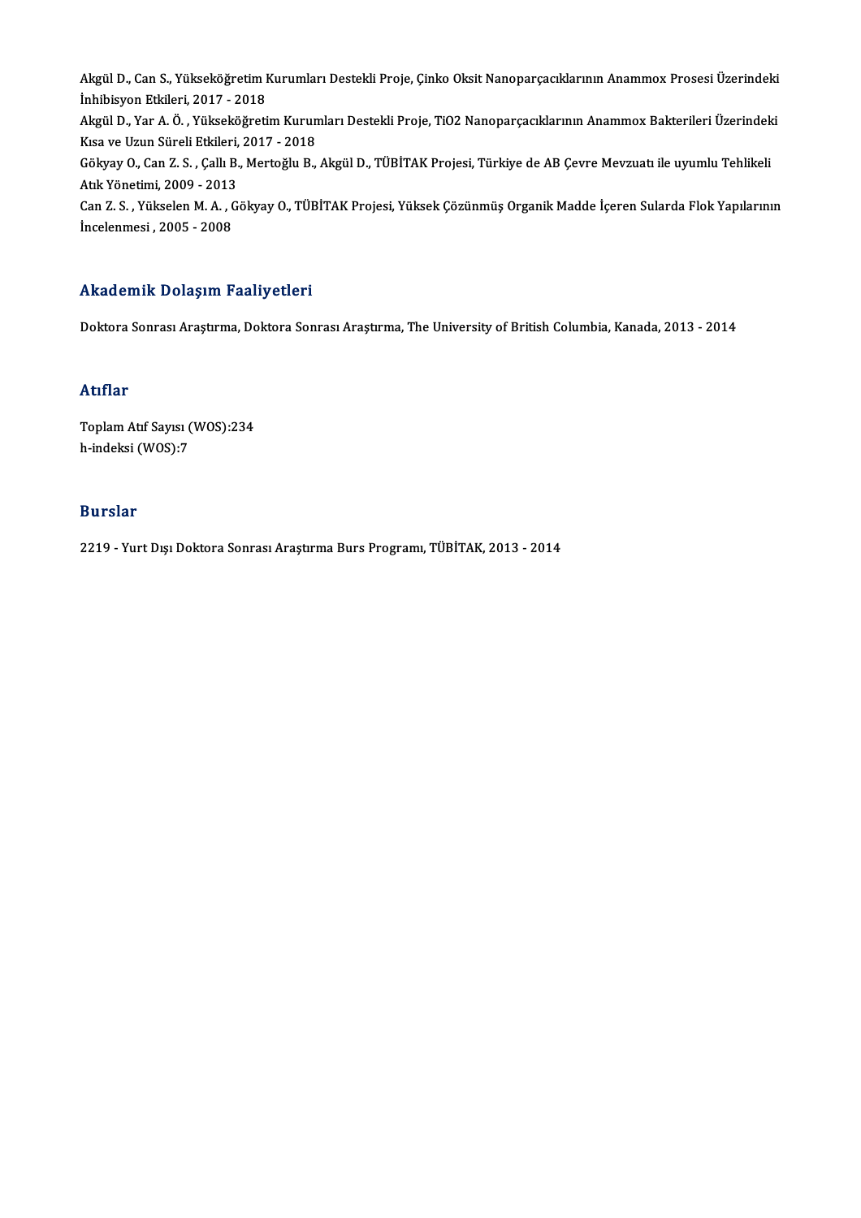Akgül D., Can S., Yükseköğretim Kurumları Destekli Proje, Çinko Oksit Nanoparçacıklarının Anammox Prosesi Üzerindeki İnhibisyon Etkileri, 2017 - 2018

Akgül D., Yar A. Ö. , Yükseköğretim Kurumları Destekli Proje, $TiO_2$ Nanoparçacıklarının Anammox Bakterileri Üzerindeki Kısa ve Uzun Süreli Etkileri, 2017 - 2018

Gökyay O., Can Z. S. , Çallı B., Mertoğlu B., Akgül D., TÜBİTAK Projesi, Türkiye de AB Çevre Mevzuatı ile uyumlu Tehlikeli Atık Yönetimi, 2009 - 2013

Can Z. S. , Yükselen M. A. , Gökyay O., TÜBİTAK Projesi, Yüksek Çözünmüş Organik Madde İçeren Sularda Flok Yapılarının İncelenmesi , 2005 - 2008

## Akademik Dolaşım Faaliyetleri

Doktora Sonrası Araştırma, Doktora Sonrası Araştırma, The University of British Columbia, Kanada, 2013 - 2014

## Atıflar

Toplam Atıf Sayısı (WOS):234
h-indeksi (WOS):7

## Burslar

2219 - Yurt Dışı Doktora Sonrası Araştırma Burs Programı, TÜBİTAK, 2013 - 2014